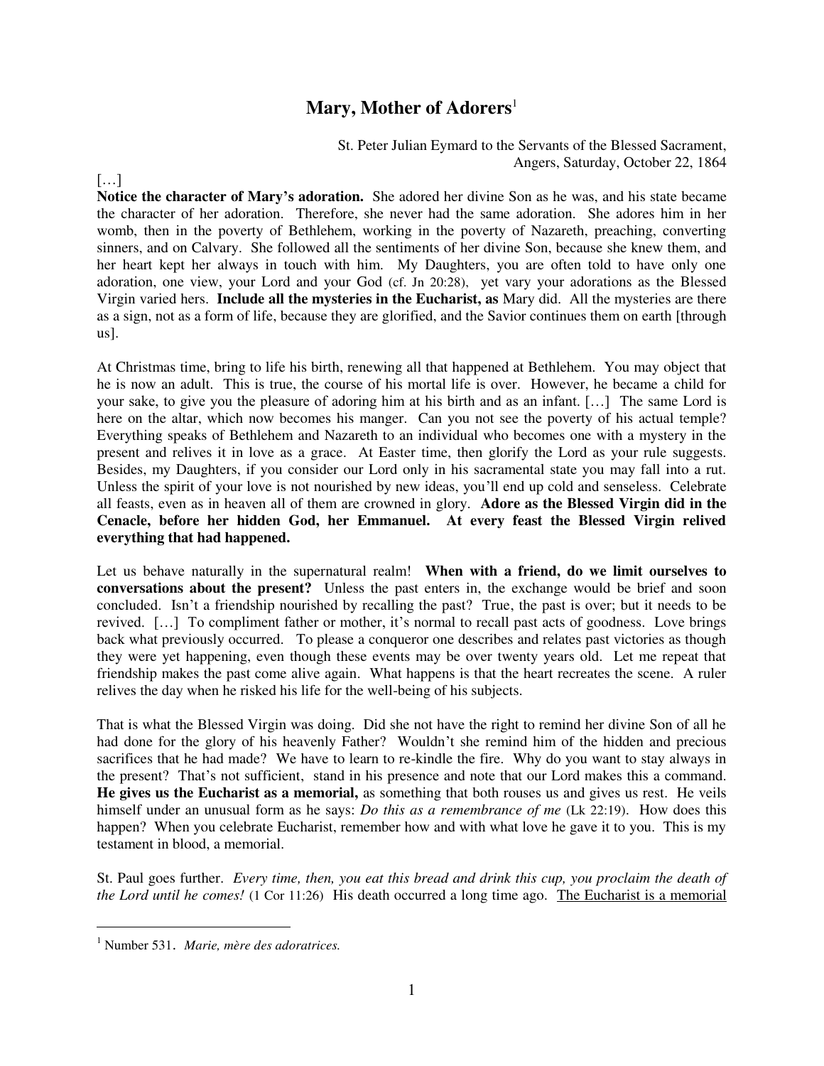# Mary, Mother of Adorers[1]

St. Peter Julian Eymard to the Servants of the Blessed Sacrament,
Angers, Saturday, October 22, 1864

[…]

**Notice the character of Mary's adoration.** She adored her divine Son as he was, and his state became the character of her adoration. Therefore, she never had the same adoration. She adores him in her womb, then in the poverty of Bethlehem, working in the poverty of Nazareth, preaching, converting sinners, and on Calvary. She followed all the sentiments of her divine Son, because she knew them, and her heart kept her always in touch with him. My Daughters, you are often told to have only one adoration, one view, your Lord and your God (cf. Jn 20:28), yet vary your adorations as the Blessed Virgin varied hers. **Include all the mysteries in the Eucharist, as** Mary did. All the mysteries are there as a sign, not as a form of life, because they are glorified, and the Savior continues them on earth [through us].

At Christmas time, bring to life his birth, renewing all that happened at Bethlehem. You may object that he is now an adult. This is true, the course of his mortal life is over. However, he became a child for your sake, to give you the pleasure of adoring him at his birth and as an infant. […] The same Lord is here on the altar, which now becomes his manger. Can you not see the poverty of his actual temple? Everything speaks of Bethlehem and Nazareth to an individual who becomes one with a mystery in the present and relives it in love as a grace. At Easter time, then glorify the Lord as your rule suggests. Besides, my Daughters, if you consider our Lord only in his sacramental state you may fall into a rut. Unless the spirit of your love is not nourished by new ideas, you'll end up cold and senseless. Celebrate all feasts, even as in heaven all of them are crowned in glory. **Adore as the Blessed Virgin did in the Cenacle, before her hidden God, her Emmanuel. At every feast the Blessed Virgin relived everything that had happened.**

Let us behave naturally in the supernatural realm! **When with a friend, do we limit ourselves to conversations about the present?** Unless the past enters in, the exchange would be brief and soon concluded. Isn't a friendship nourished by recalling the past? True, the past is over; but it needs to be revived. […] To compliment father or mother, it's normal to recall past acts of goodness. Love brings back what previously occurred. To please a conqueror one describes and relates past victories as though they were yet happening, even though these events may be over twenty years old. Let me repeat that friendship makes the past come alive again. What happens is that the heart recreates the scene. A ruler relives the day when he risked his life for the well-being of his subjects.

That is what the Blessed Virgin was doing. Did she not have the right to remind her divine Son of all he had done for the glory of his heavenly Father? Wouldn't she remind him of the hidden and precious sacrifices that he had made? We have to learn to re-kindle the fire. Why do you want to stay always in the present? That's not sufficient, stand in his presence and note that our Lord makes this a command. **He gives us the Eucharist as a memorial,** as something that both rouses us and gives us rest. He veils himself under an unusual form as he says: *Do this as a remembrance of me* (Lk 22:19). How does this happen? When you celebrate Eucharist, remember how and with what love he gave it to you. This is my testament in blood, a memorial.

St. Paul goes further. *Every time, then, you eat this bread and drink this cup, you proclaim the death of the Lord until he comes!* (1 Cor 11:26) His death occurred a long time ago. <u>The Eucharist is a memorial</u>

---

[1] Number 531. *Marie, mère des adoratrices.*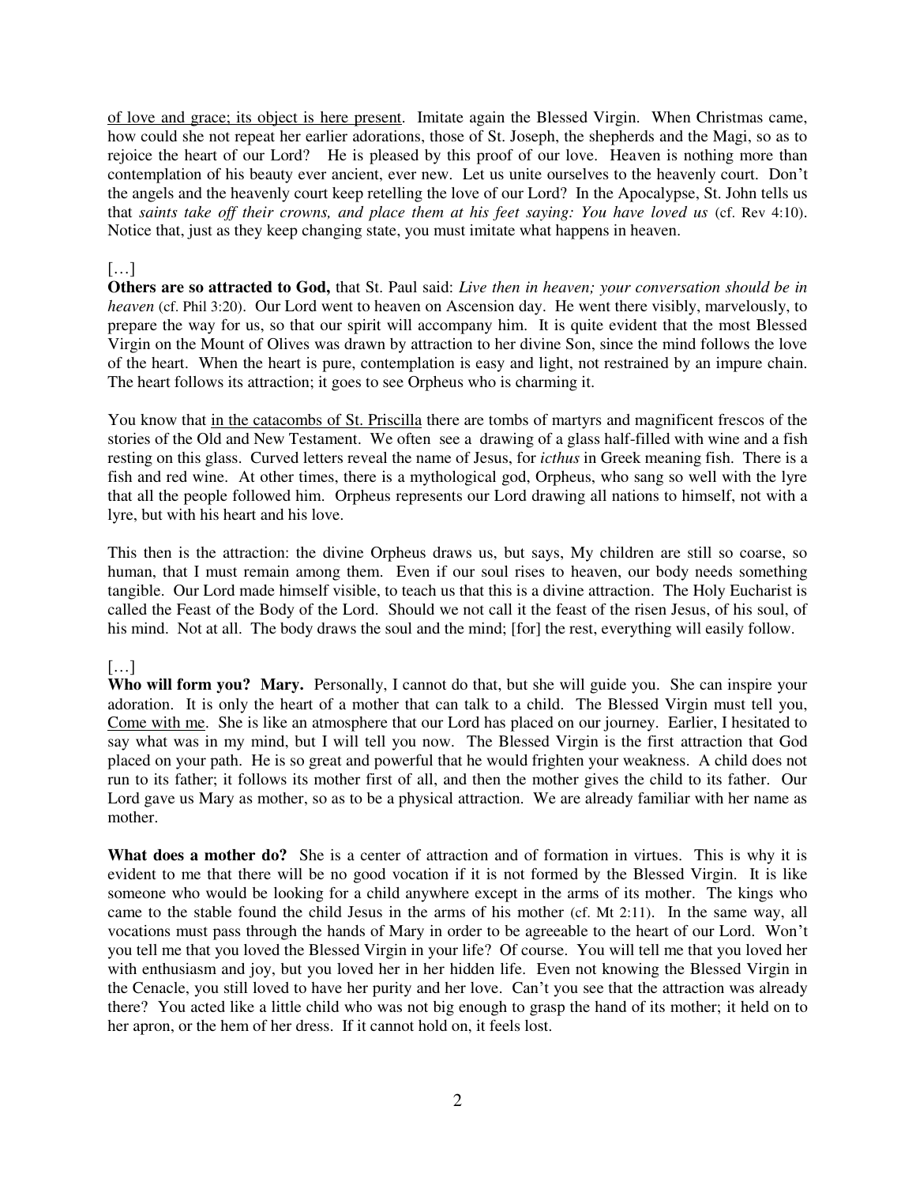<u>of love and grace; its object is here present</u>. Imitate again the Blessed Virgin. When Christmas came, how could she not repeat her earlier adorations, those of St. Joseph, the shepherds and the Magi, so as to rejoice the heart of our Lord? He is pleased by this proof of our love. Heaven is nothing more than contemplation of his beauty ever ancient, ever new. Let us unite ourselves to the heavenly court. Don't the angels and the heavenly court keep retelling the love of our Lord? In the Apocalypse, St. John tells us that *saints take off their crowns, and place them at his feet saying: You have loved us* (cf. Rev 4:10). Notice that, just as they keep changing state, you must imitate what happens in heaven.

[…]

**Others are so attracted to God,** that St. Paul said: *Live then in heaven; your conversation should be in heaven* (cf. Phil 3:20). Our Lord went to heaven on Ascension day. He went there visibly, marvelously, to prepare the way for us, so that our spirit will accompany him. It is quite evident that the most Blessed Virgin on the Mount of Olives was drawn by attraction to her divine Son, since the mind follows the love of the heart. When the heart is pure, contemplation is easy and light, not restrained by an impure chain. The heart follows its attraction; it goes to see Orpheus who is charming it.

You know that <u>in the catacombs of St. Priscilla</u> there are tombs of martyrs and magnificent frescos of the stories of the Old and New Testament. We often see a drawing of a glass half-filled with wine and a fish resting on this glass. Curved letters reveal the name of Jesus, for *icthus* in Greek meaning fish. There is a fish and red wine. At other times, there is a mythological god, Orpheus, who sang so well with the lyre that all the people followed him. Orpheus represents our Lord drawing all nations to himself, not with a lyre, but with his heart and his love.

This then is the attraction: the divine Orpheus draws us, but says, My children are still so coarse, so human, that I must remain among them. Even if our soul rises to heaven, our body needs something tangible. Our Lord made himself visible, to teach us that this is a divine attraction. The Holy Eucharist is called the Feast of the Body of the Lord. Should we not call it the feast of the risen Jesus, of his soul, of his mind. Not at all. The body draws the soul and the mind; [for] the rest, everything will easily follow.

[…]

**Who will form you? Mary.** Personally, I cannot do that, but she will guide you. She can inspire your adoration. It is only the heart of a mother that can talk to a child. The Blessed Virgin must tell you, <u>Come with me</u>. She is like an atmosphere that our Lord has placed on our journey. Earlier, I hesitated to say what was in my mind, but I will tell you now. The Blessed Virgin is the first attraction that God placed on your path. He is so great and powerful that he would frighten your weakness. A child does not run to its father; it follows its mother first of all, and then the mother gives the child to its father. Our Lord gave us Mary as mother, so as to be a physical attraction. We are already familiar with her name as mother.

**What does a mother do?** She is a center of attraction and of formation in virtues. This is why it is evident to me that there will be no good vocation if it is not formed by the Blessed Virgin. It is like someone who would be looking for a child anywhere except in the arms of its mother. The kings who came to the stable found the child Jesus in the arms of his mother (cf. Mt 2:11). In the same way, all vocations must pass through the hands of Mary in order to be agreeable to the heart of our Lord. Won't you tell me that you loved the Blessed Virgin in your life? Of course. You will tell me that you loved her with enthusiasm and joy, but you loved her in her hidden life. Even not knowing the Blessed Virgin in the Cenacle, you still loved to have her purity and her love. Can't you see that the attraction was already there? You acted like a little child who was not big enough to grasp the hand of its mother; it held on to her apron, or the hem of her dress. If it cannot hold on, it feels lost.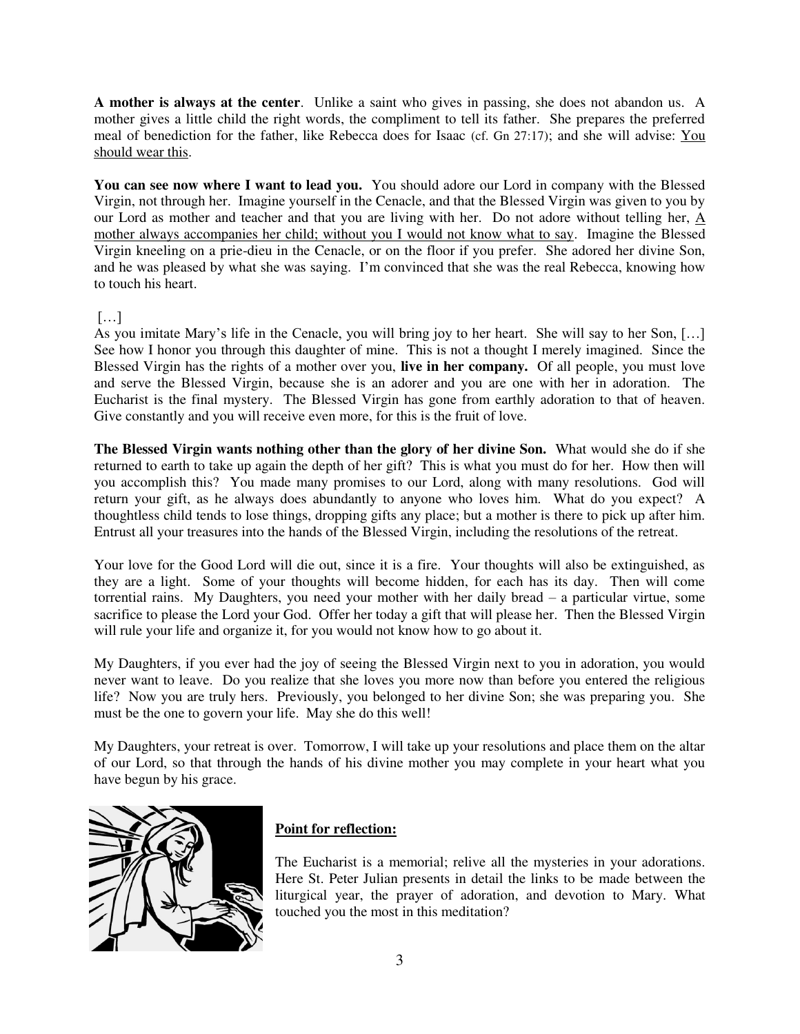**A mother is always at the center**. Unlike a saint who gives in passing, she does not abandon us. A mother gives a little child the right words, the compliment to tell its father. She prepares the preferred meal of benediction for the father, like Rebecca does for Isaac (cf. Gn 27:17); and she will advise: You should wear this.

**You can see now where I want to lead you.** You should adore our Lord in company with the Blessed Virgin, not through her. Imagine yourself in the Cenacle, and that the Blessed Virgin was given to you by our Lord as mother and teacher and that you are living with her. Do not adore without telling her, A mother always accompanies her child; without you I would not know what to say. Imagine the Blessed Virgin kneeling on a prie-dieu in the Cenacle, or on the floor if you prefer. She adored her divine Son, and he was pleased by what she was saying. I'm convinced that she was the real Rebecca, knowing how to touch his heart.

[…]

As you imitate Mary's life in the Cenacle, you will bring joy to her heart. She will say to her Son, […] See how I honor you through this daughter of mine. This is not a thought I merely imagined. Since the Blessed Virgin has the rights of a mother over you, **live in her company.** Of all people, you must love and serve the Blessed Virgin, because she is an adorer and you are one with her in adoration. The Eucharist is the final mystery. The Blessed Virgin has gone from earthly adoration to that of heaven. Give constantly and you will receive even more, for this is the fruit of love.

**The Blessed Virgin wants nothing other than the glory of her divine Son.** What would she do if she returned to earth to take up again the depth of her gift? This is what you must do for her. How then will you accomplish this? You made many promises to our Lord, along with many resolutions. God will return your gift, as he always does abundantly to anyone who loves him. What do you expect? A thoughtless child tends to lose things, dropping gifts any place; but a mother is there to pick up after him. Entrust all your treasures into the hands of the Blessed Virgin, including the resolutions of the retreat.

Your love for the Good Lord will die out, since it is a fire. Your thoughts will also be extinguished, as they are a light. Some of your thoughts will become hidden, for each has its day. Then will come torrential rains. My Daughters, you need your mother with her daily bread – a particular virtue, some sacrifice to please the Lord your God. Offer her today a gift that will please her. Then the Blessed Virgin will rule your life and organize it, for you would not know how to go about it.

My Daughters, if you ever had the joy of seeing the Blessed Virgin next to you in adoration, you would never want to leave. Do you realize that she loves you more now than before you entered the religious life? Now you are truly hers. Previously, you belonged to her divine Son; she was preparing you. She must be the one to govern your life. May she do this well!

My Daughters, your retreat is over. Tomorrow, I will take up your resolutions and place them on the altar of our Lord, so that through the hands of his divine mother you may complete in your heart what you have begun by his grace.

**Point for reflection:**

The Eucharist is a memorial; relive all the mysteries in your adorations. Here St. Peter Julian presents in detail the links to be made between the liturgical year, the prayer of adoration, and devotion to Mary. What touched you the most in this meditation?